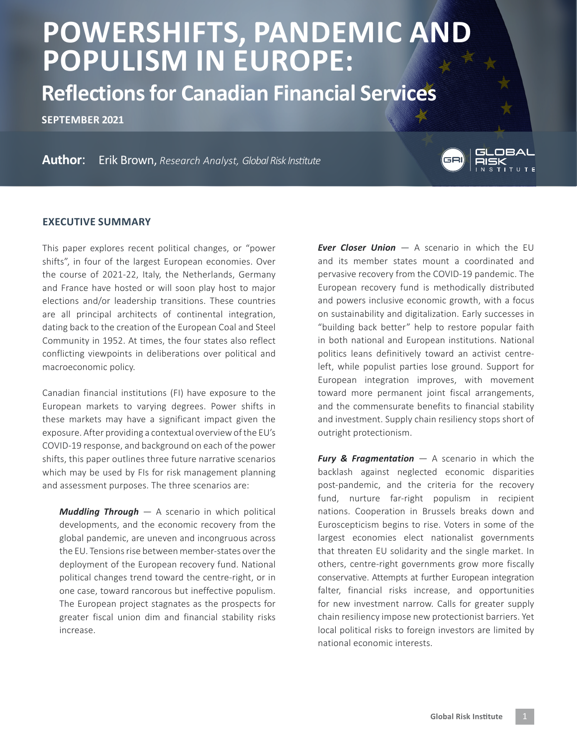# POWERSHIFTS, PANDEMIC AND POPULISM IN EUROPE:

## Reflections for Canadian Financial Services

**SEPTEMBER 2021**

**Author**: Erik Brown, *Research Analyst, Global Risk Institute*

### EXECUTIVE SUMMARY

This paper explores recent political changes, or "power shifts", in four of the largest European economies. Over the course of 2021-22, Italy, the Netherlands, Germany and France have hosted or will soon play host to major elections and/or leadership transitions. These countries are all principal architects of continental integration, dating back to the creation of the European Coal and Steel Community in 1952. At times, the four states also reflect conflicting viewpoints in deliberations over political and macroeconomic policy.

Canadian financial institutions (FI) have exposure to the European markets to varying degrees. Power shifts in these markets may have a significant impact given the exposure. After providing a contextual overview of the EU's COVID-19 response, and background on each of the power shifts, this paper outlines three future narrative scenarios which may be used by FIs for risk management planning and assessment purposes. The three scenarios are:

***Muddling Through*** — A scenario in which political developments, and the economic recovery from the global pandemic, are uneven and incongruous across the EU. Tensions rise between member-states over the deployment of the European recovery fund. National political changes trend toward the centre-right, or in one case, toward rancorous but ineffective populism. The European project stagnates as the prospects for greater fiscal union dim and financial stability risks increase.

***Ever Closer Union*** — A scenario in which the EU and its member states mount a coordinated and pervasive recovery from the COVID-19 pandemic. The European recovery fund is methodically distributed and powers inclusive economic growth, with a focus on sustainability and digitalization. Early successes in "building back better" help to restore popular faith in both national and European institutions. National politics leans definitively toward an activist centre-left, while populist parties lose ground. Support for European integration improves, with movement toward more permanent joint fiscal arrangements, and the commensurate benefits to financial stability and investment. Supply chain resiliency stops short of outright protectionism.

***Fury & Fragmentation*** — A scenario in which the backlash against neglected economic disparities post-pandemic, and the criteria for the recovery fund, nurture far-right populism in recipient nations. Cooperation in Brussels breaks down and Euroscepticism begins to rise. Voters in some of the largest economies elect nationalist governments that threaten EU solidarity and the single market. In others, centre-right governments grow more fiscally conservative. Attempts at further European integration falter, financial risks increase, and opportunities for new investment narrow. Calls for greater supply chain resiliency impose new protectionist barriers. Yet local political risks to foreign investors are limited by national economic interests.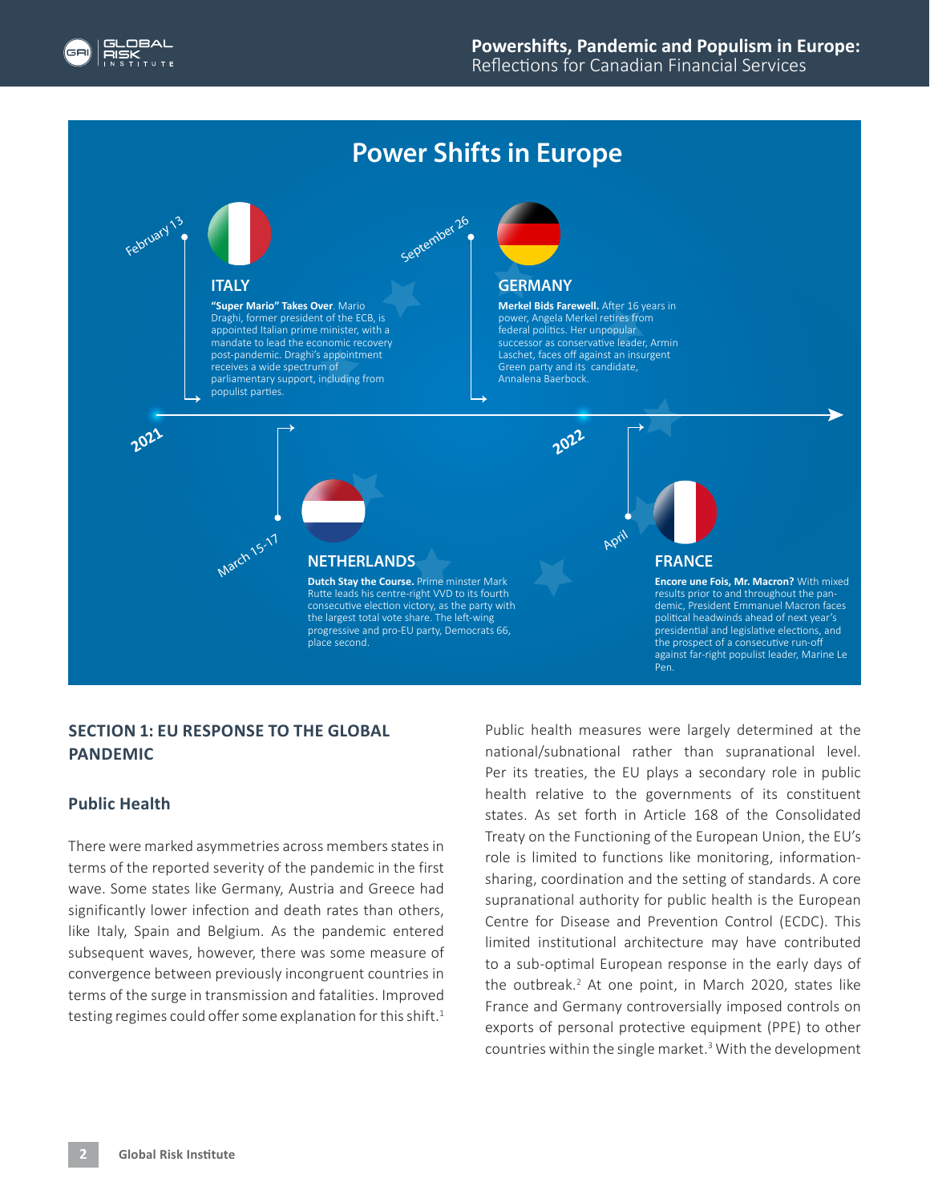## Power Shifts in Europe

**2021**

**February 13 — ITALY**

**"Super Mario" Takes Over**. Mario Draghi, former president of the ECB, is appointed Italian prime minister, with a mandate to lead the economic recovery post-pandemic. Draghi's appointment receives a wide spectrum of parliamentary support, including from populist parties.

**March 15-17 — NETHERLANDS**

**Dutch Stay the Course.** Prime minster Mark Rutte leads his centre-right VVD to its fourth consecutive election victory, as the party with the largest total vote share. The left-wing progressive and pro-EU party, Democrats 66, place second.

**September 26 — GERMANY**

**Merkel Bids Farewell.** After 16 years in power, Angela Merkel retires from federal politics. Her unpopular successor as conservative leader, Armin Laschet, faces off against an insurgent Green party and its candidate, Annalena Baerbock.

**2022**

**April — FRANCE**

**Encore une Fois, Mr. Macron?** With mixed results prior to and throughout the pandemic, President Emmanuel Macron faces political headwinds ahead of next year's presidential and legislative elections, and the prospect of a consecutive run-off against far-right populist leader, Marine Le Pen.

## SECTION 1: EU RESPONSE TO THE GLOBAL PANDEMIC

### Public Health

There were marked asymmetries across members states in terms of the reported severity of the pandemic in the first wave. Some states like Germany, Austria and Greece had significantly lower infection and death rates than others, like Italy, Spain and Belgium. As the pandemic entered subsequent waves, however, there was some measure of convergence between previously incongruent countries in terms of the surge in transmission and fatalities. Improved testing regimes could offer some explanation for this shift.[1]

Public health measures were largely determined at the national/subnational rather than supranational level. Per its treaties, the EU plays a secondary role in public health relative to the governments of its constituent states. As set forth in Article 168 of the Consolidated Treaty on the Functioning of the European Union, the EU's role is limited to functions like monitoring, information-sharing, coordination and the setting of standards. A core supranational authority for public health is the European Centre for Disease and Prevention Control (ECDC). This limited institutional architecture may have contributed to a sub-optimal European response in the early days of the outbreak.[2] At one point, in March 2020, states like France and Germany controversially imposed controls on exports of personal protective equipment (PPE) to other countries within the single market.[3] With the development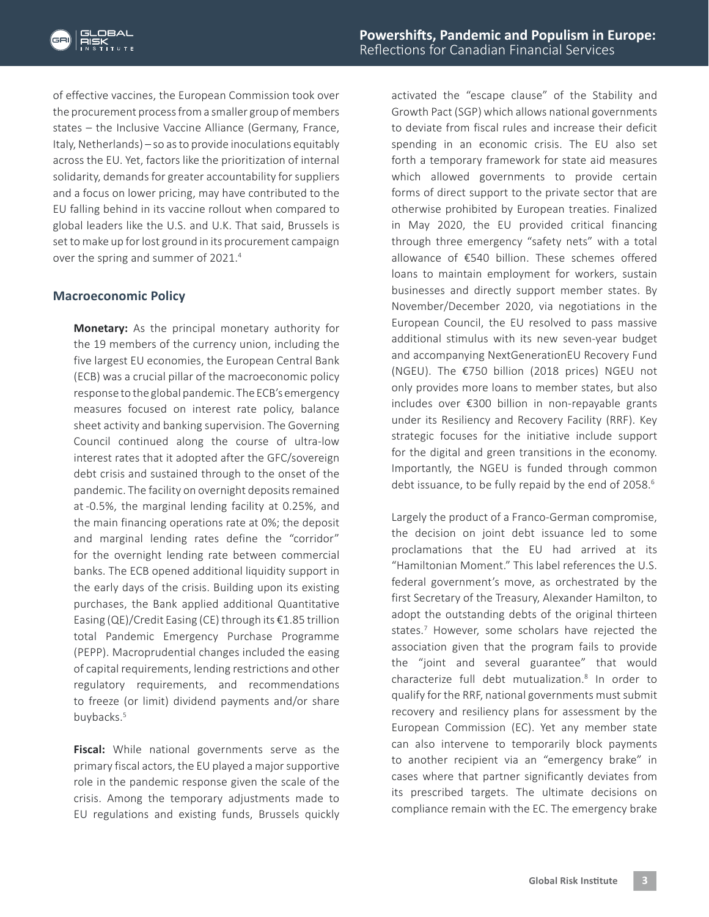of effective vaccines, the European Commission took over the procurement process from a smaller group of members states – the Inclusive Vaccine Alliance (Germany, France, Italy, Netherlands) – so as to provide inoculations equitably across the EU. Yet, factors like the prioritization of internal solidarity, demands for greater accountability for suppliers and a focus on lower pricing, may have contributed to the EU falling behind in its vaccine rollout when compared to global leaders like the U.S. and U.K. That said, Brussels is set to make up for lost ground in its procurement campaign over the spring and summer of 2021.[4]

### Macroeconomic Policy

**Monetary:** As the principal monetary authority for the 19 members of the currency union, including the five largest EU economies, the European Central Bank (ECB) was a crucial pillar of the macroeconomic policy response to the global pandemic. The ECB's emergency measures focused on interest rate policy, balance sheet activity and banking supervision. The Governing Council continued along the course of ultra-low interest rates that it adopted after the GFC/sovereign debt crisis and sustained through to the onset of the pandemic. The facility on overnight deposits remained at -0.5%, the marginal lending facility at 0.25%, and the main financing operations rate at 0%; the deposit and marginal lending rates define the "corridor" for the overnight lending rate between commercial banks. The ECB opened additional liquidity support in the early days of the crisis. Building upon its existing purchases, the Bank applied additional Quantitative Easing (QE)/Credit Easing (CE) through its €1.85 trillion total Pandemic Emergency Purchase Programme (PEPP). Macroprudential changes included the easing of capital requirements, lending restrictions and other regulatory requirements, and recommendations to freeze (or limit) dividend payments and/or share buybacks.[5]

**Fiscal:** While national governments serve as the primary fiscal actors, the EU played a major supportive role in the pandemic response given the scale of the crisis. Among the temporary adjustments made to EU regulations and existing funds, Brussels quickly activated the "escape clause" of the Stability and Growth Pact (SGP) which allows national governments to deviate from fiscal rules and increase their deficit spending in an economic crisis. The EU also set forth a temporary framework for state aid measures which allowed governments to provide certain forms of direct support to the private sector that are otherwise prohibited by European treaties. Finalized in May 2020, the EU provided critical financing through three emergency "safety nets" with a total allowance of €540 billion. These schemes offered loans to maintain employment for workers, sustain businesses and directly support member states. By November/December 2020, via negotiations in the European Council, the EU resolved to pass massive additional stimulus with its new seven-year budget and accompanying NextGenerationEU Recovery Fund (NGEU). The €750 billion (2018 prices) NGEU not only provides more loans to member states, but also includes over €300 billion in non-repayable grants under its Resiliency and Recovery Facility (RRF). Key strategic focuses for the initiative include support for the digital and green transitions in the economy. Importantly, the NGEU is funded through common debt issuance, to be fully repaid by the end of 2058.[6]

Largely the product of a Franco-German compromise, the decision on joint debt issuance led to some proclamations that the EU had arrived at its "Hamiltonian Moment." This label references the U.S. federal government's move, as orchestrated by the first Secretary of the Treasury, Alexander Hamilton, to adopt the outstanding debts of the original thirteen states.[7] However, some scholars have rejected the association given that the program fails to provide the "joint and several guarantee" that would characterize full debt mutualization.[8] In order to qualify for the RRF, national governments must submit recovery and resiliency plans for assessment by the European Commission (EC). Yet any member state can also intervene to temporarily block payments to another recipient via an "emergency brake" in cases where that partner significantly deviates from its prescribed targets. The ultimate decisions on compliance remain with the EC. The emergency brake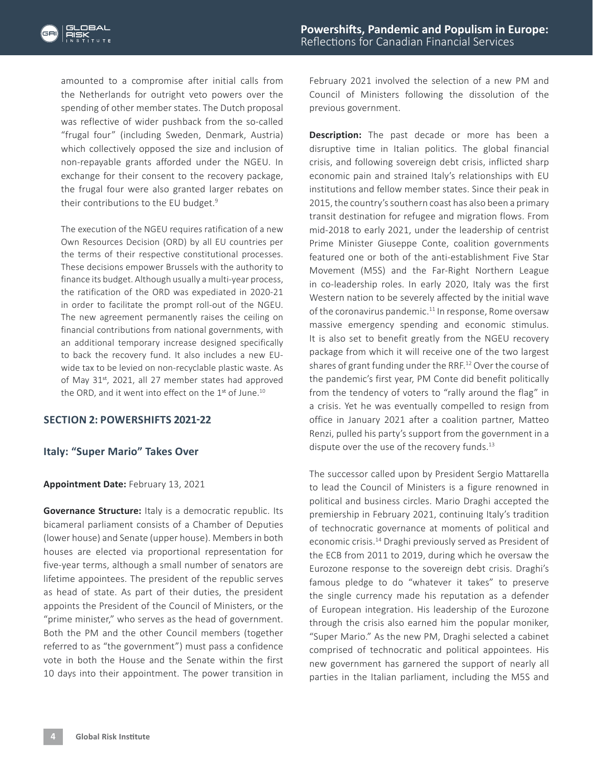amounted to a compromise after initial calls from the Netherlands for outright veto powers over the spending of other member states. The Dutch proposal was reflective of wider pushback from the so-called "frugal four" (including Sweden, Denmark, Austria) which collectively opposed the size and inclusion of non-repayable grants afforded under the NGEU. In exchange for their consent to the recovery package, the frugal four were also granted larger rebates on their contributions to the EU budget.[9]

The execution of the NGEU requires ratification of a new Own Resources Decision (ORD) by all EU countries per the terms of their respective constitutional processes. These decisions empower Brussels with the authority to finance its budget. Although usually a multi-year process, the ratification of the ORD was expediated in 2020-21 in order to facilitate the prompt roll-out of the NGEU. The new agreement permanently raises the ceiling on financial contributions from national governments, with an additional temporary increase designed specifically to back the recovery fund. It also includes a new EU-wide tax to be levied on non-recyclable plastic waste. As of May 31st, 2021, all 27 member states had approved the ORD, and it went into effect on the 1st of June.[10]

## SECTION 2: POWERSHIFTS 2021-22

### Italy: "Super Mario" Takes Over

**Appointment Date:** February 13, 2021

**Governance Structure:** Italy is a democratic republic. Its bicameral parliament consists of a Chamber of Deputies (lower house) and Senate (upper house). Members in both houses are elected via proportional representation for five-year terms, although a small number of senators are lifetime appointees. The president of the republic serves as head of state. As part of their duties, the president appoints the President of the Council of Ministers, or the "prime minister," who serves as the head of government. Both the PM and the other Council members (together referred to as "the government") must pass a confidence vote in both the House and the Senate within the first 10 days into their appointment. The power transition in February 2021 involved the selection of a new PM and Council of Ministers following the dissolution of the previous government.

**Description:** The past decade or more has been a disruptive time in Italian politics. The global financial crisis, and following sovereign debt crisis, inflicted sharp economic pain and strained Italy's relationships with EU institutions and fellow member states. Since their peak in 2015, the country's southern coast has also been a primary transit destination for refugee and migration flows. From mid-2018 to early 2021, under the leadership of centrist Prime Minister Giuseppe Conte, coalition governments featured one or both of the anti-establishment Five Star Movement (M5S) and the Far-Right Northern League in co-leadership roles. In early 2020, Italy was the first Western nation to be severely affected by the initial wave of the coronavirus pandemic.[11] In response, Rome oversaw massive emergency spending and economic stimulus. It is also set to benefit greatly from the NGEU recovery package from which it will receive one of the two largest shares of grant funding under the RRF.[12] Over the course of the pandemic's first year, PM Conte did benefit politically from the tendency of voters to "rally around the flag" in a crisis. Yet he was eventually compelled to resign from office in January 2021 after a coalition partner, Matteo Renzi, pulled his party's support from the government in a dispute over the use of the recovery funds.[13]

The successor called upon by President Sergio Mattarella to lead the Council of Ministers is a figure renowned in political and business circles. Mario Draghi accepted the premiership in February 2021, continuing Italy's tradition of technocratic governance at moments of political and economic crisis.[14] Draghi previously served as President of the ECB from 2011 to 2019, during which he oversaw the Eurozone response to the sovereign debt crisis. Draghi's famous pledge to do "whatever it takes" to preserve the single currency made his reputation as a defender of European integration. His leadership of the Eurozone through the crisis also earned him the popular moniker, "Super Mario." As the new PM, Draghi selected a cabinet comprised of technocratic and political appointees. His new government has garnered the support of nearly all parties in the Italian parliament, including the M5S and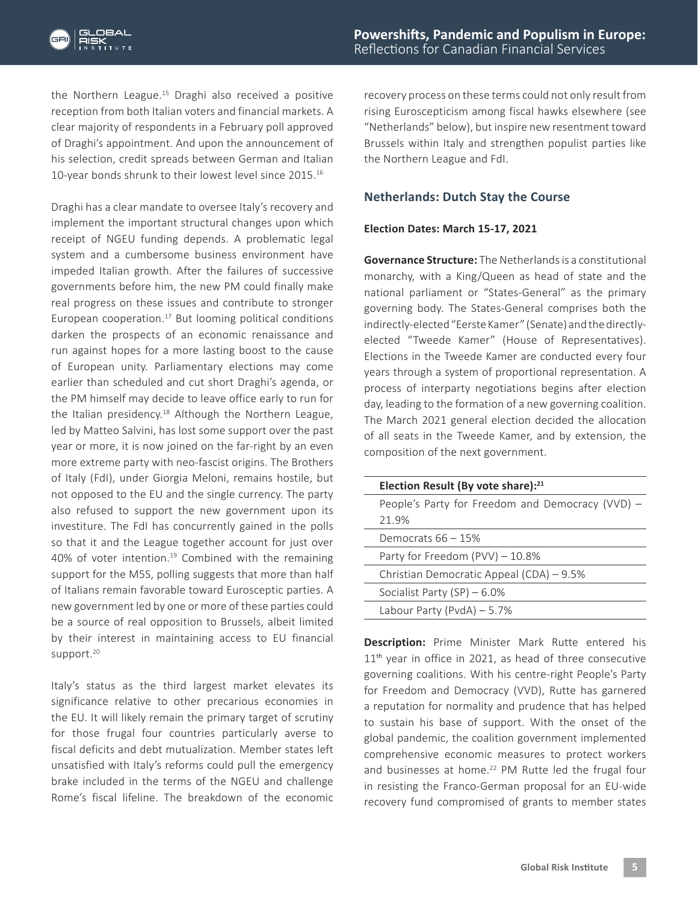the Northern League.[15] Draghi also received a positive reception from both Italian voters and financial markets. A clear majority of respondents in a February poll approved of Draghi's appointment. And upon the announcement of his selection, credit spreads between German and Italian 10-year bonds shrunk to their lowest level since 2015.[16]

Draghi has a clear mandate to oversee Italy's recovery and implement the important structural changes upon which receipt of NGEU funding depends. A problematic legal system and a cumbersome business environment have impeded Italian growth. After the failures of successive governments before him, the new PM could finally make real progress on these issues and contribute to stronger European cooperation.[17] But looming political conditions darken the prospects of an economic renaissance and run against hopes for a more lasting boost to the cause of European unity. Parliamentary elections may come earlier than scheduled and cut short Draghi's agenda, or the PM himself may decide to leave office early to run for the Italian presidency.[18] Although the Northern League, led by Matteo Salvini, has lost some support over the past year or more, it is now joined on the far-right by an even more extreme party with neo-fascist origins. The Brothers of Italy (FdI), under Giorgia Meloni, remains hostile, but not opposed to the EU and the single currency. The party also refused to support the new government upon its investiture. The FdI has concurrently gained in the polls so that it and the League together account for just over 40% of voter intention.[19] Combined with the remaining support for the M5S, polling suggests that more than half of Italians remain favorable toward Eurosceptic parties. A new government led by one or more of these parties could be a source of real opposition to Brussels, albeit limited by their interest in maintaining access to EU financial support.[20]

Italy's status as the third largest market elevates its significance relative to other precarious economies in the EU. It will likely remain the primary target of scrutiny for those frugal four countries particularly averse to fiscal deficits and debt mutualization. Member states left unsatisfied with Italy's reforms could pull the emergency brake included in the terms of the NGEU and challenge Rome's fiscal lifeline. The breakdown of the economic recovery process on these terms could not only result from rising Euroscepticism among fiscal hawks elsewhere (see "Netherlands" below), but inspire new resentment toward Brussels within Italy and strengthen populist parties like the Northern League and FdI.

## Netherlands: Dutch Stay the Course

**Election Dates: March 15-17, 2021**

**Governance Structure:** The Netherlands is a constitutional monarchy, with a King/Queen as head of state and the national parliament or "States-General" as the primary governing body. The States-General comprises both the indirectly-elected "Eerste Kamer" (Senate) and the directly-elected "Tweede Kamer" (House of Representatives). Elections in the Tweede Kamer are conducted every four years through a system of proportional representation. A process of interparty negotiations begins after election day, leading to the formation of a new governing coalition. The March 2021 general election decided the allocation of all seats in the Tweede Kamer, and by extension, the composition of the next government.

| Election Result (By vote share):[21] |
|---|
| People's Party for Freedom and Democracy (VVD) – 21.9% |
| Democrats 66 – 15% |
| Party for Freedom (PVV) – 10.8% |
| Christian Democratic Appeal (CDA) – 9.5% |
| Socialist Party (SP) – 6.0% |
| Labour Party (PvdA) – 5.7% |

**Description:** Prime Minister Mark Rutte entered his 11th year in office in 2021, as head of three consecutive governing coalitions. With his centre-right People's Party for Freedom and Democracy (VVD), Rutte has garnered a reputation for normality and prudence that has helped to sustain his base of support. With the onset of the global pandemic, the coalition government implemented comprehensive economic measures to protect workers and businesses at home.[22] PM Rutte led the frugal four in resisting the Franco-German proposal for an EU-wide recovery fund compromised of grants to member states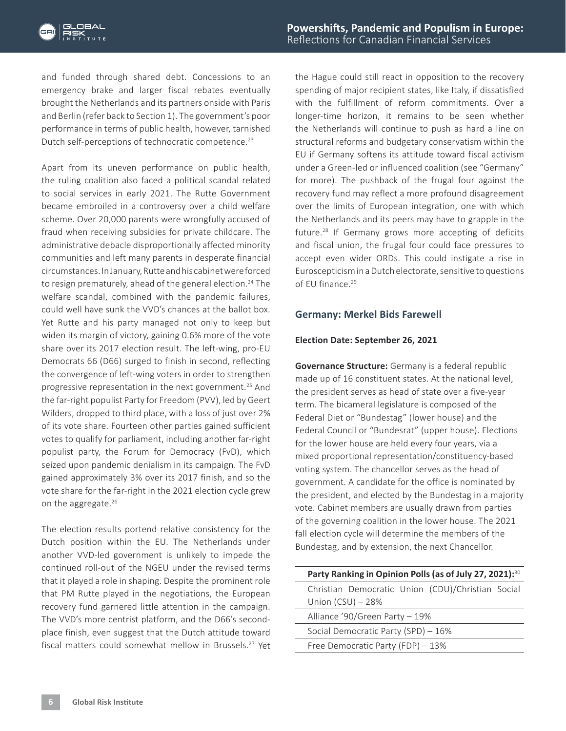and funded through shared debt. Concessions to an emergency brake and larger fiscal rebates eventually brought the Netherlands and its partners onside with Paris and Berlin (refer back to Section 1). The government's poor performance in terms of public health, however, tarnished Dutch self-perceptions of technocratic competence.[23]

Apart from its uneven performance on public health, the ruling coalition also faced a political scandal related to social services in early 2021. The Rutte Government became embroiled in a controversy over a child welfare scheme. Over 20,000 parents were wrongfully accused of fraud when receiving subsidies for private childcare. The administrative debacle disproportionally affected minority communities and left many parents in desperate financial circumstances. In January, Rutte and his cabinet were forced to resign prematurely, ahead of the general election.[24] The welfare scandal, combined with the pandemic failures, could well have sunk the VVD's chances at the ballot box. Yet Rutte and his party managed not only to keep but widen its margin of victory, gaining 0.6% more of the vote share over its 2017 election result. The left-wing, pro-EU Democrats 66 (D66) surged to finish in second, reflecting the convergence of left-wing voters in order to strengthen progressive representation in the next government.[25] And the far-right populist Party for Freedom (PVV), led by Geert Wilders, dropped to third place, with a loss of just over 2% of its vote share. Fourteen other parties gained sufficient votes to qualify for parliament, including another far-right populist party, the Forum for Democracy (FvD), which seized upon pandemic denialism in its campaign. The FvD gained approximately 3% over its 2017 finish, and so the vote share for the far-right in the 2021 election cycle grew on the aggregate.[26]

The election results portend relative consistency for the Dutch position within the EU. The Netherlands under another VVD-led government is unlikely to impede the continued roll-out of the NGEU under the revised terms that it played a role in shaping. Despite the prominent role that PM Rutte played in the negotiations, the European recovery fund garnered little attention in the campaign. The VVD's more centrist platform, and the D66's second-place finish, even suggest that the Dutch attitude toward fiscal matters could somewhat mellow in Brussels.[27] Yet the Hague could still react in opposition to the recovery spending of major recipient states, like Italy, if dissatisfied with the fulfillment of reform commitments. Over a longer-time horizon, it remains to be seen whether the Netherlands will continue to push as hard a line on structural reforms and budgetary conservatism within the EU if Germany softens its attitude toward fiscal activism under a Green-led or influenced coalition (see "Germany" for more). The pushback of the frugal four against the recovery fund may reflect a more profound disagreement over the limits of European integration, one with which the Netherlands and its peers may have to grapple in the future.[28] If Germany grows more accepting of deficits and fiscal union, the frugal four could face pressures to accept even wider ORDs. This could instigate a rise in Euroscepticism in a Dutch electorate, sensitive to questions of EU finance.[29]

## Germany: Merkel Bids Farewell

**Election Date: September 26, 2021**

**Governance Structure:** Germany is a federal republic made up of 16 constituent states. At the national level, the president serves as head of state over a five-year term. The bicameral legislature is composed of the Federal Diet or "Bundestag" (lower house) and the Federal Council or "Bundesrat" (upper house). Elections for the lower house are held every four years, via a mixed proportional representation/constituency-based voting system. The chancellor serves as the head of government. A candidate for the office is nominated by the president, and elected by the Bundestag in a majority vote. Cabinet members are usually drawn from parties of the governing coalition in the lower house. The 2021 fall election cycle will determine the members of the Bundestag, and by extension, the next Chancellor.

| Party Ranking in Opinion Polls (as of July 27, 2021):[30] |
| --- |
| Christian Democratic Union (CDU)/Christian Social Union (CSU) – 28% |
| Alliance '90/Green Party – 19% |
| Social Democratic Party (SPD) – 16% |
| Free Democratic Party (FDP) – 13% |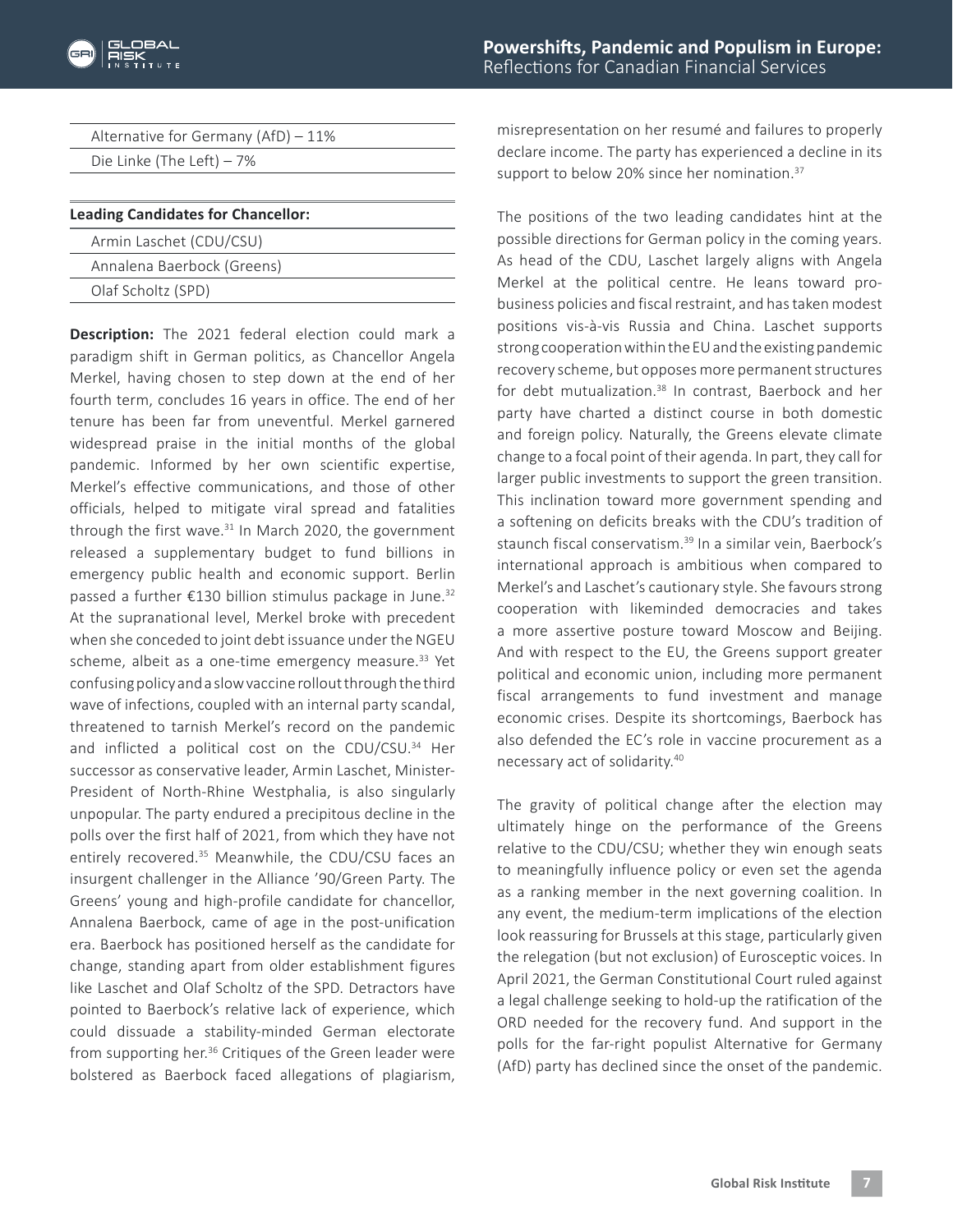| |
|---|
| Alternative for Germany (AfD) – 11% |
| Die Linke (The Left) – 7% |

| **Leading Candidates for Chancellor:** |
|---|
| Armin Laschet (CDU/CSU) |
| Annalena Baerbock (Greens) |
| Olaf Scholtz (SPD) |

**Description:** The 2021 federal election could mark a paradigm shift in German politics, as Chancellor Angela Merkel, having chosen to step down at the end of her fourth term, concludes 16 years in office. The end of her tenure has been far from uneventful. Merkel garnered widespread praise in the initial months of the global pandemic. Informed by her own scientific expertise, Merkel's effective communications, and those of other officials, helped to mitigate viral spread and fatalities through the first wave.[31] In March 2020, the government released a supplementary budget to fund billions in emergency public health and economic support. Berlin passed a further €130 billion stimulus package in June.[32] At the supranational level, Merkel broke with precedent when she conceded to joint debt issuance under the NGEU scheme, albeit as a one-time emergency measure.[33] Yet confusing policy and a slow vaccine rollout through the third wave of infections, coupled with an internal party scandal, threatened to tarnish Merkel's record on the pandemic and inflicted a political cost on the CDU/CSU.[34] Her successor as conservative leader, Armin Laschet, Minister-President of North-Rhine Westphalia, is also singularly unpopular. The party endured a precipitous decline in the polls over the first half of 2021, from which they have not entirely recovered.[35] Meanwhile, the CDU/CSU faces an insurgent challenger in the Alliance '90/Green Party. The Greens' young and high-profile candidate for chancellor, Annalena Baerbock, came of age in the post-unification era. Baerbock has positioned herself as the candidate for change, standing apart from older establishment figures like Laschet and Olaf Scholtz of the SPD. Detractors have pointed to Baerbock's relative lack of experience, which could dissuade a stability-minded German electorate from supporting her.[36] Critiques of the Green leader were bolstered as Baerbock faced allegations of plagiarism, misrepresentation on her resumé and failures to properly declare income. The party has experienced a decline in its support to below 20% since her nomination.[37]

The positions of the two leading candidates hint at the possible directions for German policy in the coming years. As head of the CDU, Laschet largely aligns with Angela Merkel at the political centre. He leans toward pro-business policies and fiscal restraint, and has taken modest positions vis-à-vis Russia and China. Laschet supports strong cooperation within the EU and the existing pandemic recovery scheme, but opposes more permanent structures for debt mutualization.[38] In contrast, Baerbock and her party have charted a distinct course in both domestic and foreign policy. Naturally, the Greens elevate climate change to a focal point of their agenda. In part, they call for larger public investments to support the green transition. This inclination toward more government spending and a softening on deficits breaks with the CDU's tradition of staunch fiscal conservatism.[39] In a similar vein, Baerbock's international approach is ambitious when compared to Merkel's and Laschet's cautionary style. She favours strong cooperation with likeminded democracies and takes a more assertive posture toward Moscow and Beijing. And with respect to the EU, the Greens support greater political and economic union, including more permanent fiscal arrangements to fund investment and manage economic crises. Despite its shortcomings, Baerbock has also defended the EC's role in vaccine procurement as a necessary act of solidarity.[40]

The gravity of political change after the election may ultimately hinge on the performance of the Greens relative to the CDU/CSU; whether they win enough seats to meaningfully influence policy or even set the agenda as a ranking member in the next governing coalition. In any event, the medium-term implications of the election look reassuring for Brussels at this stage, particularly given the relegation (but not exclusion) of Eurosceptic voices. In April 2021, the German Constitutional Court ruled against a legal challenge seeking to hold-up the ratification of the ORD needed for the recovery fund. And support in the polls for the far-right populist Alternative for Germany (AfD) party has declined since the onset of the pandemic.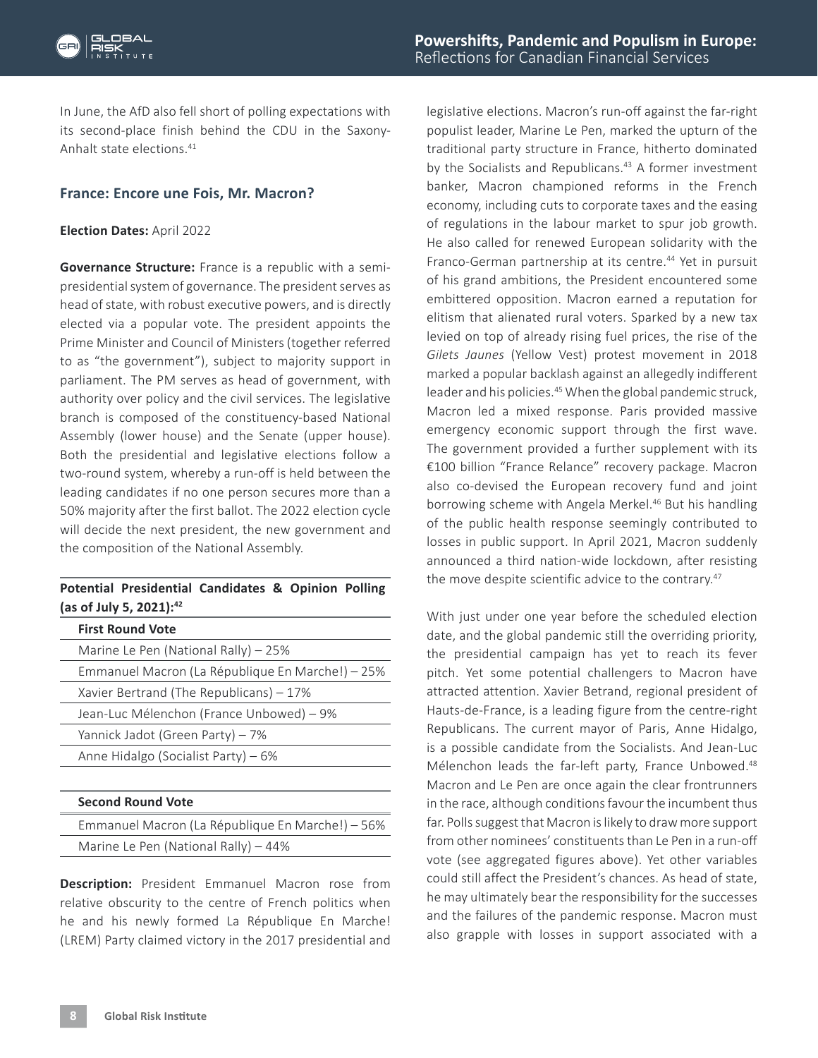In June, the AfD also fell short of polling expectations with its second-place finish behind the CDU in the Saxony-Anhalt state elections.[41]

### France: Encore une Fois, Mr. Macron?

**Election Dates:** April 2022

**Governance Structure:** France is a republic with a semi-presidential system of governance. The president serves as head of state, with robust executive powers, and is directly elected via a popular vote. The president appoints the Prime Minister and Council of Ministers (together referred to as "the government"), subject to majority support in parliament. The PM serves as head of government, with authority over policy and the civil services. The legislative branch is composed of the constituency-based National Assembly (lower house) and the Senate (upper house). Both the presidential and legislative elections follow a two-round system, whereby a run-off is held between the leading candidates if no one person secures more than a 50% majority after the first ballot. The 2022 election cycle will decide the next president, the new government and the composition of the National Assembly.

**Potential Presidential Candidates & Opinion Polling (as of July 5, 2021):**[42]

| First Round Vote |
|---|
| Marine Le Pen (National Rally) – 25% |
| Emmanuel Macron (La République En Marche!) – 25% |
| Xavier Bertrand (The Republicans) – 17% |
| Jean-Luc Mélenchon (France Unbowed) – 9% |
| Yannick Jadot (Green Party) – 7% |
| Anne Hidalgo (Socialist Party) – 6% |

| Second Round Vote |
|---|
| Emmanuel Macron (La République En Marche!) – 56% |
| Marine Le Pen (National Rally) – 44% |

**Description:** President Emmanuel Macron rose from relative obscurity to the centre of French politics when he and his newly formed La République En Marche! (LREM) Party claimed victory in the 2017 presidential and legislative elections. Macron's run-off against the far-right populist leader, Marine Le Pen, marked the upturn of the traditional party structure in France, hitherto dominated by the Socialists and Republicans.[43] A former investment banker, Macron championed reforms in the French economy, including cuts to corporate taxes and the easing of regulations in the labour market to spur job growth. He also called for renewed European solidarity with the Franco-German partnership at its centre.[44] Yet in pursuit of his grand ambitions, the President encountered some embittered opposition. Macron earned a reputation for elitism that alienated rural voters. Sparked by a new tax levied on top of already rising fuel prices, the rise of the *Gilets Jaunes* (Yellow Vest) protest movement in 2018 marked a popular backlash against an allegedly indifferent leader and his policies.[45] When the global pandemic struck, Macron led a mixed response. Paris provided massive emergency economic support through the first wave. The government provided a further supplement with its €100 billion "France Relance" recovery package. Macron also co-devised the European recovery fund and joint borrowing scheme with Angela Merkel.[46] But his handling of the public health response seemingly contributed to losses in public support. In April 2021, Macron suddenly announced a third nation-wide lockdown, after resisting the move despite scientific advice to the contrary.[47]

With just under one year before the scheduled election date, and the global pandemic still the overriding priority, the presidential campaign has yet to reach its fever pitch. Yet some potential challengers to Macron have attracted attention. Xavier Betrand, regional president of Hauts-de-France, is a leading figure from the centre-right Republicans. The current mayor of Paris, Anne Hidalgo, is a possible candidate from the Socialists. And Jean-Luc Mélenchon leads the far-left party, France Unbowed.[48] Macron and Le Pen are once again the clear frontrunners in the race, although conditions favour the incumbent thus far. Polls suggest that Macron is likely to draw more support from other nominees' constituents than Le Pen in a run-off vote (see aggregated figures above). Yet other variables could still affect the President's chances. As head of state, he may ultimately bear the responsibility for the successes and the failures of the pandemic response. Macron must also grapple with losses in support associated with a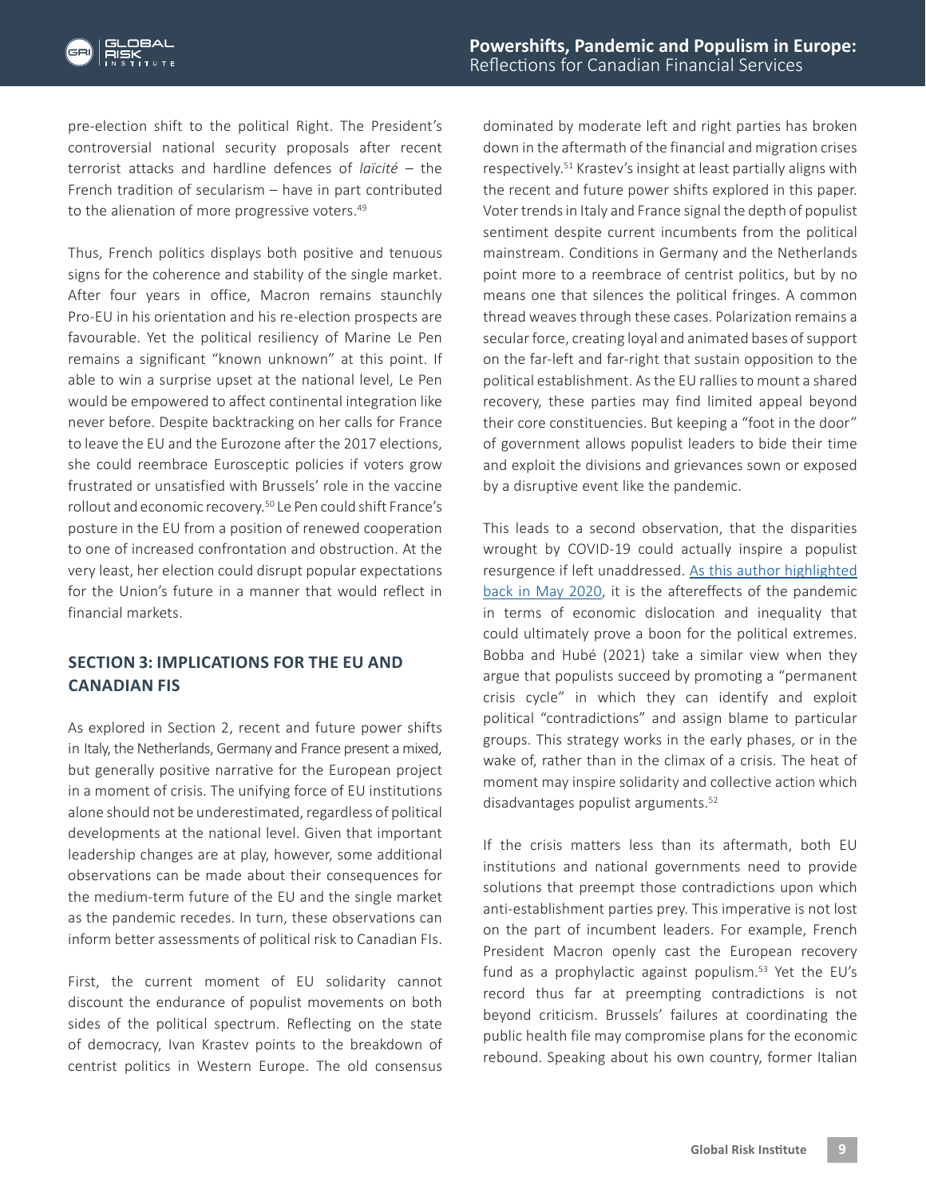pre-election shift to the political Right. The President's controversial national security proposals after recent terrorist attacks and hardline defences of *laïcité* – the French tradition of secularism – have in part contributed to the alienation of more progressive voters.[49]

Thus, French politics displays both positive and tenuous signs for the coherence and stability of the single market. After four years in office, Macron remains staunchly Pro-EU in his orientation and his re-election prospects are favourable. Yet the political resiliency of Marine Le Pen remains a significant "known unknown" at this point. If able to win a surprise upset at the national level, Le Pen would be empowered to affect continental integration like never before. Despite backtracking on her calls for France to leave the EU and the Eurozone after the 2017 elections, she could reembrace Eurosceptic policies if voters grow frustrated or unsatisfied with Brussels' role in the vaccine rollout and economic recovery.[50] Le Pen could shift France's posture in the EU from a position of renewed cooperation to one of increased confrontation and obstruction. At the very least, her election could disrupt popular expectations for the Union's future in a manner that would reflect in financial markets.

## SECTION 3: IMPLICATIONS FOR THE EU AND CANADIAN FIS

As explored in Section 2, recent and future power shifts in Italy, the Netherlands, Germany and France present a mixed, but generally positive narrative for the European project in a moment of crisis. The unifying force of EU institutions alone should not be underestimated, regardless of political developments at the national level. Given that important leadership changes are at play, however, some additional observations can be made about their consequences for the medium-term future of the EU and the single market as the pandemic recedes. In turn, these observations can inform better assessments of political risk to Canadian FIs.

First, the current moment of EU solidarity cannot discount the endurance of populist movements on both sides of the political spectrum. Reflecting on the state of democracy, Ivan Krastev points to the breakdown of centrist politics in Western Europe. The old consensus dominated by moderate left and right parties has broken down in the aftermath of the financial and migration crises respectively.[51] Krastev's insight at least partially aligns with the recent and future power shifts explored in this paper. Voter trends in Italy and France signal the depth of populist sentiment despite current incumbents from the political mainstream. Conditions in Germany and the Netherlands point more to a reembrace of centrist politics, but by no means one that silences the political fringes. A common thread weaves through these cases. Polarization remains a secular force, creating loyal and animated bases of support on the far-left and far-right that sustain opposition to the political establishment. As the EU rallies to mount a shared recovery, these parties may find limited appeal beyond their core constituencies. But keeping a "foot in the door" of government allows populist leaders to bide their time and exploit the divisions and grievances sown or exposed by a disruptive event like the pandemic.

This leads to a second observation, that the disparities wrought by COVID-19 could actually inspire a populist resurgence if left unaddressed. As this author highlighted back in May 2020, it is the aftereffects of the pandemic in terms of economic dislocation and inequality that could ultimately prove a boon for the political extremes. Bobba and Hubé (2021) take a similar view when they argue that populists succeed by promoting a "permanent crisis cycle" in which they can identify and exploit political "contradictions" and assign blame to particular groups. This strategy works in the early phases, or in the wake of, rather than in the climax of a crisis. The heat of moment may inspire solidarity and collective action which disadvantages populist arguments.[52]

If the crisis matters less than its aftermath, both EU institutions and national governments need to provide solutions that preempt those contradictions upon which anti-establishment parties prey. This imperative is not lost on the part of incumbent leaders. For example, French President Macron openly cast the European recovery fund as a prophylactic against populism.[53] Yet the EU's record thus far at preempting contradictions is not beyond criticism. Brussels' failures at coordinating the public health file may compromise plans for the economic rebound. Speaking about his own country, former Italian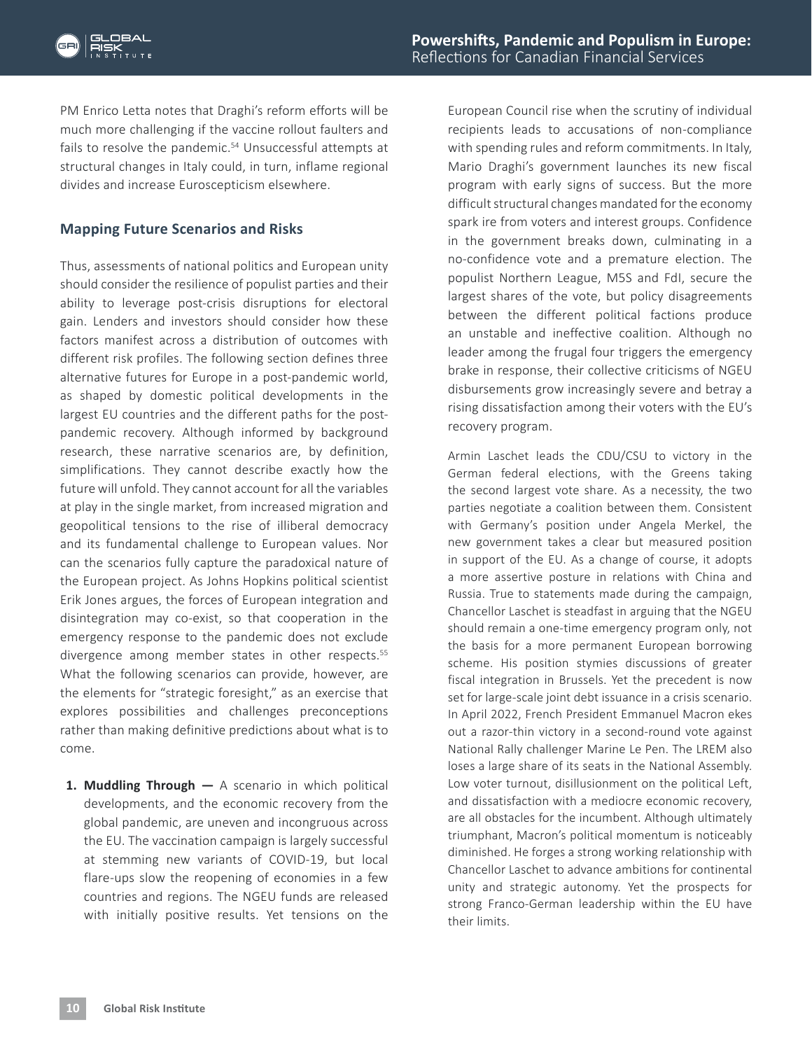PM Enrico Letta notes that Draghi's reform efforts will be much more challenging if the vaccine rollout faulters and fails to resolve the pandemic.[54] Unsuccessful attempts at structural changes in Italy could, in turn, inflame regional divides and increase Euroscepticism elsewhere.

### Mapping Future Scenarios and Risks

Thus, assessments of national politics and European unity should consider the resilience of populist parties and their ability to leverage post-crisis disruptions for electoral gain. Lenders and investors should consider how these factors manifest across a distribution of outcomes with different risk profiles. The following section defines three alternative futures for Europe in a post-pandemic world, as shaped by domestic political developments in the largest EU countries and the different paths for the post-pandemic recovery. Although informed by background research, these narrative scenarios are, by definition, simplifications. They cannot describe exactly how the future will unfold. They cannot account for all the variables at play in the single market, from increased migration and geopolitical tensions to the rise of illiberal democracy and its fundamental challenge to European values. Nor can the scenarios fully capture the paradoxical nature of the European project. As Johns Hopkins political scientist Erik Jones argues, the forces of European integration and disintegration may co-exist, so that cooperation in the emergency response to the pandemic does not exclude divergence among member states in other respects.[55] What the following scenarios can provide, however, are the elements for "strategic foresight," as an exercise that explores possibilities and challenges preconceptions rather than making definitive predictions about what is to come.

1. **Muddling Through —** A scenario in which political developments, and the economic recovery from the global pandemic, are uneven and incongruous across the EU. The vaccination campaign is largely successful at stemming new variants of COVID-19, but local flare-ups slow the reopening of economies in a few countries and regions. The NGEU funds are released with initially positive results. Yet tensions on the European Council rise when the scrutiny of individual recipients leads to accusations of non-compliance with spending rules and reform commitments. In Italy, Mario Draghi's government launches its new fiscal program with early signs of success. But the more difficult structural changes mandated for the economy spark ire from voters and interest groups. Confidence in the government breaks down, culminating in a no-confidence vote and a premature election. The populist Northern League, M5S and FdI, secure the largest shares of the vote, but policy disagreements between the different political factions produce an unstable and ineffective coalition. Although no leader among the frugal four triggers the emergency brake in response, their collective criticisms of NGEU disbursements grow increasingly severe and betray a rising dissatisfaction among their voters with the EU's recovery program.

   Armin Laschet leads the CDU/CSU to victory in the German federal elections, with the Greens taking the second largest vote share. As a necessity, the two parties negotiate a coalition between them. Consistent with Germany's position under Angela Merkel, the new government takes a clear but measured position in support of the EU. As a change of course, it adopts a more assertive posture in relations with China and Russia. True to statements made during the campaign, Chancellor Laschet is steadfast in arguing that the NGEU should remain a one-time emergency program only, not the basis for a more permanent European borrowing scheme. His position stymies discussions of greater fiscal integration in Brussels. Yet the precedent is now set for large-scale joint debt issuance in a crisis scenario. In April 2022, French President Emmanuel Macron ekes out a razor-thin victory in a second-round vote against National Rally challenger Marine Le Pen. The LREM also loses a large share of its seats in the National Assembly. Low voter turnout, disillusionment on the political Left, and dissatisfaction with a mediocre economic recovery, are all obstacles for the incumbent. Although ultimately triumphant, Macron's political momentum is noticeably diminished. He forges a strong working relationship with Chancellor Laschet to advance ambitions for continental unity and strategic autonomy. Yet the prospects for strong Franco-German leadership within the EU have their limits.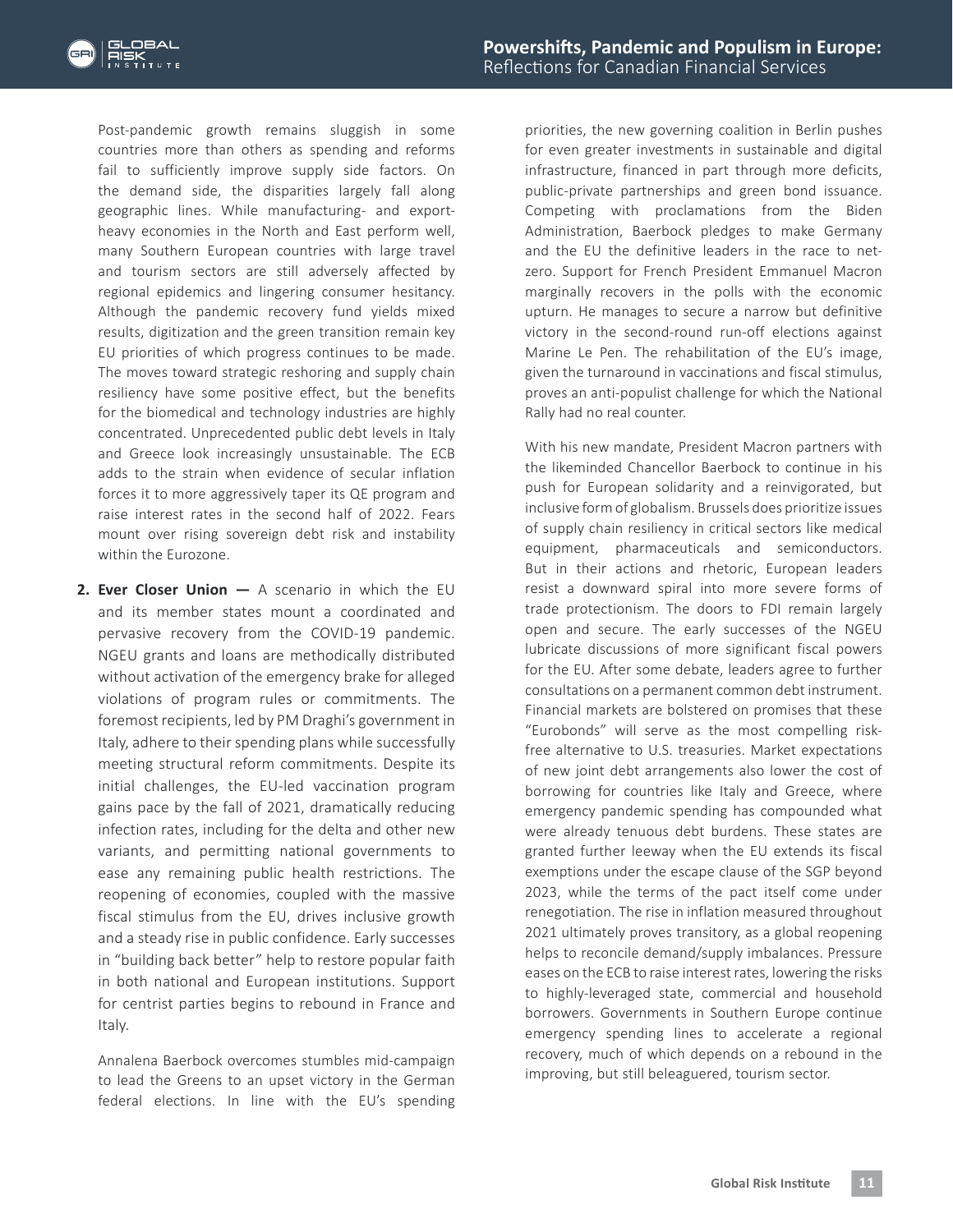Post-pandemic growth remains sluggish in some countries more than others as spending and reforms fail to sufficiently improve supply side factors. On the demand side, the disparities largely fall along geographic lines. While manufacturing- and export-heavy economies in the North and East perform well, many Southern European countries with large travel and tourism sectors are still adversely affected by regional epidemics and lingering consumer hesitancy. Although the pandemic recovery fund yields mixed results, digitization and the green transition remain key EU priorities of which progress continues to be made. The moves toward strategic reshoring and supply chain resiliency have some positive effect, but the benefits for the biomedical and technology industries are highly concentrated. Unprecedented public debt levels in Italy and Greece look increasingly unsustainable. The ECB adds to the strain when evidence of secular inflation forces it to more aggressively taper its QE program and raise interest rates in the second half of 2022. Fears mount over rising sovereign debt risk and instability within the Eurozone.

2. **Ever Closer Union —** A scenario in which the EU and its member states mount a coordinated and pervasive recovery from the COVID-19 pandemic. NGEU grants and loans are methodically distributed without activation of the emergency brake for alleged violations of program rules or commitments. The foremost recipients, led by PM Draghi's government in Italy, adhere to their spending plans while successfully meeting structural reform commitments. Despite its initial challenges, the EU-led vaccination program gains pace by the fall of 2021, dramatically reducing infection rates, including for the delta and other new variants, and permitting national governments to ease any remaining public health restrictions. The reopening of economies, coupled with the massive fiscal stimulus from the EU, drives inclusive growth and a steady rise in public confidence. Early successes in "building back better" help to restore popular faith in both national and European institutions. Support for centrist parties begins to rebound in France and Italy.

   Annalena Baerbock overcomes stumbles mid-campaign to lead the Greens to an upset victory in the German federal elections. In line with the EU's spending priorities, the new governing coalition in Berlin pushes for even greater investments in sustainable and digital infrastructure, financed in part through more deficits, public-private partnerships and green bond issuance. Competing with proclamations from the Biden Administration, Baerbock pledges to make Germany and the EU the definitive leaders in the race to net-zero. Support for French President Emmanuel Macron marginally recovers in the polls with the economic upturn. He manages to secure a narrow but definitive victory in the second-round run-off elections against Marine Le Pen. The rehabilitation of the EU's image, given the turnaround in vaccinations and fiscal stimulus, proves an anti-populist challenge for which the National Rally had no real counter.

   With his new mandate, President Macron partners with the likeminded Chancellor Baerbock to continue in his push for European solidarity and a reinvigorated, but inclusive form of globalism. Brussels does prioritize issues of supply chain resiliency in critical sectors like medical equipment, pharmaceuticals and semiconductors. But in their actions and rhetoric, European leaders resist a downward spiral into more severe forms of trade protectionism. The doors to FDI remain largely open and secure. The early successes of the NGEU lubricate discussions of more significant fiscal powers for the EU. After some debate, leaders agree to further consultations on a permanent common debt instrument. Financial markets are bolstered on promises that these "Eurobonds" will serve as the most compelling risk-free alternative to U.S. treasuries. Market expectations of new joint debt arrangements also lower the cost of borrowing for countries like Italy and Greece, where emergency pandemic spending has compounded what were already tenuous debt burdens. These states are granted further leeway when the EU extends its fiscal exemptions under the escape clause of the SGP beyond 2023, while the terms of the pact itself come under renegotiation. The rise in inflation measured throughout 2021 ultimately proves transitory, as a global reopening helps to reconcile demand/supply imbalances. Pressure eases on the ECB to raise interest rates, lowering the risks to highly-leveraged state, commercial and household borrowers. Governments in Southern Europe continue emergency spending lines to accelerate a regional recovery, much of which depends on a rebound in the improving, but still beleaguered, tourism sector.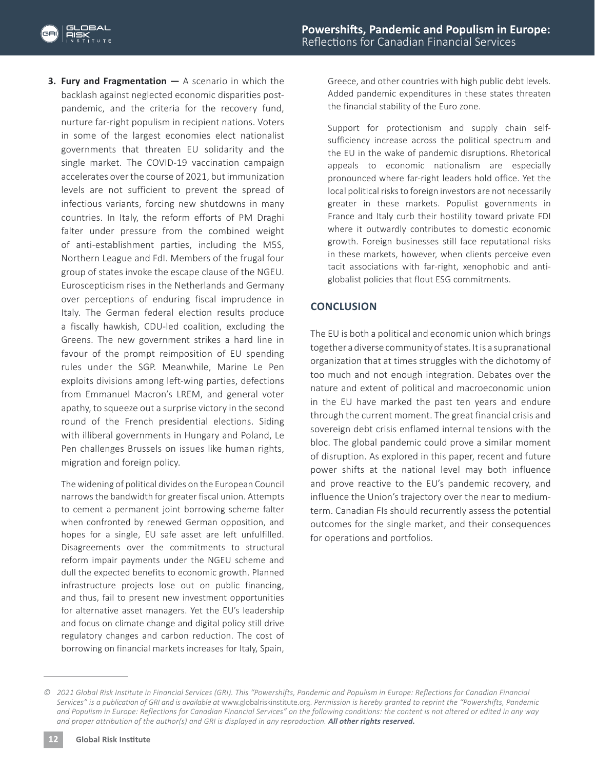3. **Fury and Fragmentation —** A scenario in which the backlash against neglected economic disparities post-pandemic, and the criteria for the recovery fund, nurture far-right populism in recipient nations. Voters in some of the largest economies elect nationalist governments that threaten EU solidarity and the single market. The COVID-19 vaccination campaign accelerates over the course of 2021, but immunization levels are not sufficient to prevent the spread of infectious variants, forcing new shutdowns in many countries. In Italy, the reform efforts of PM Draghi falter under pressure from the combined weight of anti-establishment parties, including the M5S, Northern League and FdI. Members of the frugal four group of states invoke the escape clause of the NGEU. Euroscepticism rises in the Netherlands and Germany over perceptions of enduring fiscal imprudence in Italy. The German federal election results produce a fiscally hawkish, CDU-led coalition, excluding the Greens. The new government strikes a hard line in favour of the prompt reimposition of EU spending rules under the SGP. Meanwhile, Marine Le Pen exploits divisions among left-wing parties, defections from Emmanuel Macron's LREM, and general voter apathy, to squeeze out a surprise victory in the second round of the French presidential elections. Siding with illiberal governments in Hungary and Poland, Le Pen challenges Brussels on issues like human rights, migration and foreign policy.

   The widening of political divides on the European Council narrows the bandwidth for greater fiscal union. Attempts to cement a permanent joint borrowing scheme falter when confronted by renewed German opposition, and hopes for a single, EU safe asset are left unfulfilled. Disagreements over the commitments to structural reform impair payments under the NGEU scheme and dull the expected benefits to economic growth. Planned infrastructure projects lose out on public financing, and thus, fail to present new investment opportunities for alternative asset managers. Yet the EU's leadership and focus on climate change and digital policy still drive regulatory changes and carbon reduction. The cost of borrowing on financial markets increases for Italy, Spain, Greece, and other countries with high public debt levels. Added pandemic expenditures in these states threaten the financial stability of the Euro zone.

   Support for protectionism and supply chain self-sufficiency increase across the political spectrum and the EU in the wake of pandemic disruptions. Rhetorical appeals to economic nationalism are especially pronounced where far-right leaders hold office. Yet the local political risks to foreign investors are not necessarily greater in these markets. Populist governments in France and Italy curb their hostility toward private FDI where it outwardly contributes to domestic economic growth. Foreign businesses still face reputational risks in these markets, however, when clients perceive even tacit associations with far-right, xenophobic and anti-globalist policies that flout ESG commitments.

## CONCLUSION

The EU is both a political and economic union which brings together a diverse community of states. It is a supranational organization that at times struggles with the dichotomy of too much and not enough integration. Debates over the nature and extent of political and macroeconomic union in the EU have marked the past ten years and endure through the current moment. The great financial crisis and sovereign debt crisis enflamed internal tensions with the bloc. The global pandemic could prove a similar moment of disruption. As explored in this paper, recent and future power shifts at the national level may both influence and prove reactive to the EU's pandemic recovery, and influence the Union's trajectory over the near to medium-term. Canadian FIs should recurrently assess the potential outcomes for the single market, and their consequences for operations and portfolios.

---

*© 2021 Global Risk Institute in Financial Services (GRI). This "Powershifts, Pandemic and Populism in Europe: Reflections for Canadian Financial Services" is a publication of GRI and is available at* www.globalriskinstitute.org. *Permission is hereby granted to reprint the "Powershifts, Pandemic and Populism in Europe: Reflections for Canadian Financial Services" on the following conditions: the content is not altered or edited in any way and proper attribution of the author(s) and GRI is displayed in any reproduction.* ***All other rights reserved.***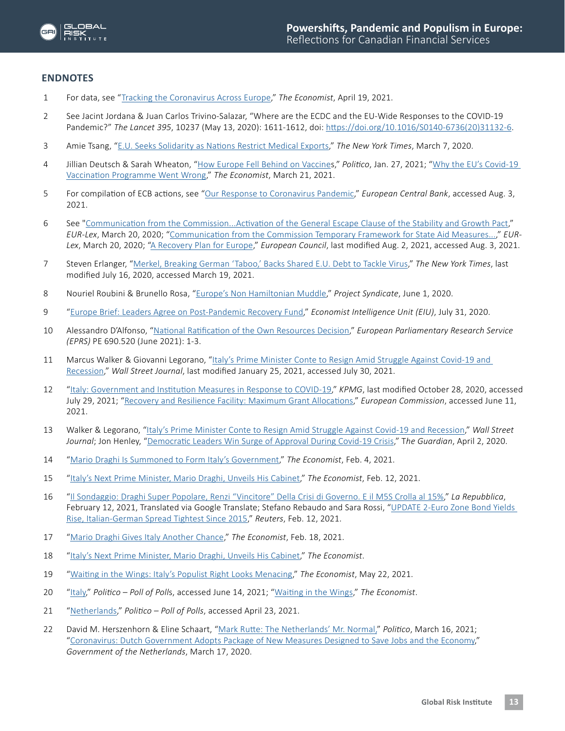## ENDNOTES

1. For data, see "Tracking the Coronavirus Across Europe," *The Economist*, April 19, 2021.

2. See Jacint Jordana & Juan Carlos Trivino-Salazar, "Where are the ECDC and the EU-Wide Responses to the COVID-19 Pandemic?" *The Lancet 395*, 10237 (May 13, 2020): 1611-1612, doi: https://doi.org/10.1016/S0140-6736(20)31132-6.

3. Amie Tsang, "E.U. Seeks Solidarity as Nations Restrict Medical Exports," *The New York Times*, March 7, 2020.

4. Jillian Deutsch & Sarah Wheaton, "How Europe Fell Behind on Vaccines," *Politico*, Jan. 27, 2021; "Why the EU's Covid-19 Vaccination Programme Went Wrong," *The Economist*, March 21, 2021.

5. For compilation of ECB actions, see "Our Response to Coronavirus Pandemic," *European Central Bank*, accessed Aug. 3, 2021.

6. See "Communication from the Commission...Activation of the General Escape Clause of the Stability and Growth Pact," *EUR-Lex*, March 20, 2020; "Communication from the Commission Temporary Framework for State Aid Measures...," *EUR-Lex*, March 20, 2020; "A Recovery Plan for Europe," *European Council*, last modified Aug. 2, 2021, accessed Aug. 3, 2021.

7. Steven Erlanger, "Merkel, Breaking German 'Taboo,' Backs Shared E.U. Debt to Tackle Virus," *The New York Times*, last modified July 16, 2020, accessed March 19, 2021.

8. Nouriel Roubini & Brunello Rosa, "Europe's Non Hamiltonian Muddle," *Project Syndicate*, June 1, 2020.

9. "Europe Brief: Leaders Agree on Post-Pandemic Recovery Fund," *Economist Intelligence Unit (EIU)*, July 31, 2020.

10. Alessandro D'Alfonso, "National Ratification of the Own Resources Decision," *European Parliamentary Research Service (EPRS)* PE 690.520 (June 2021): 1-3.

11. Marcus Walker & Giovanni Legorano, "Italy's Prime Minister Conte to Resign Amid Struggle Against Covid-19 and Recession," *Wall Street Journal*, last modified January 25, 2021, accessed July 30, 2021.

12. "Italy: Government and Institution Measures in Response to COVID-19," *KPMG*, last modified October 28, 2020, accessed July 29, 2021; "Recovery and Resilience Facility: Maximum Grant Allocations," *European Commission*, accessed June 11, 2021.

13. Walker & Legorano, "Italy's Prime Minister Conte to Resign Amid Struggle Against Covid-19 and Recession," *Wall Street Journal*; Jon Henley, "Democratic Leaders Win Surge of Approval During Covid-19 Crisis," *The Guardian*, April 2, 2020.

14. "Mario Draghi Is Summoned to Form Italy's Government," *The Economist*, Feb. 4, 2021.

15. "Italy's Next Prime Minister, Mario Draghi, Unveils His Cabinet," *The Economist*, Feb. 12, 2021.

16. "Il Sondaggio: Draghi Super Popolare, Renzi "Vincitore" Della Crisi di Governo. E il M5S Crolla al 15%," *La Repubblica*, February 12, 2021, Translated via Google Translate; Stefano Rebaudo and Sara Rossi, "UPDATE 2-Euro Zone Bond Yields Rise, Italian-German Spread Tightest Since 2015," *Reuters*, Feb. 12, 2021.

17. "Mario Draghi Gives Italy Another Chance," *The Economist*, Feb. 18, 2021.

18. "Italy's Next Prime Minister, Mario Draghi, Unveils His Cabinet," *The Economist*.

19. "Waiting in the Wings: Italy's Populist Right Looks Menacing," *The Economist*, May 22, 2021.

20. "Italy," *Politico – Poll of Polls*, accessed June 14, 2021; "Waiting in the Wings," *The Economist*.

21. "Netherlands," *Politico – Poll of Polls*, accessed April 23, 2021.

22. David M. Herszenhorn & Eline Schaart, "Mark Rutte: The Netherlands' Mr. Normal," *Politico*, March 16, 2021; "Coronavirus: Dutch Government Adopts Package of New Measures Designed to Save Jobs and the Economy," *Government of the Netherlands*, March 17, 2020.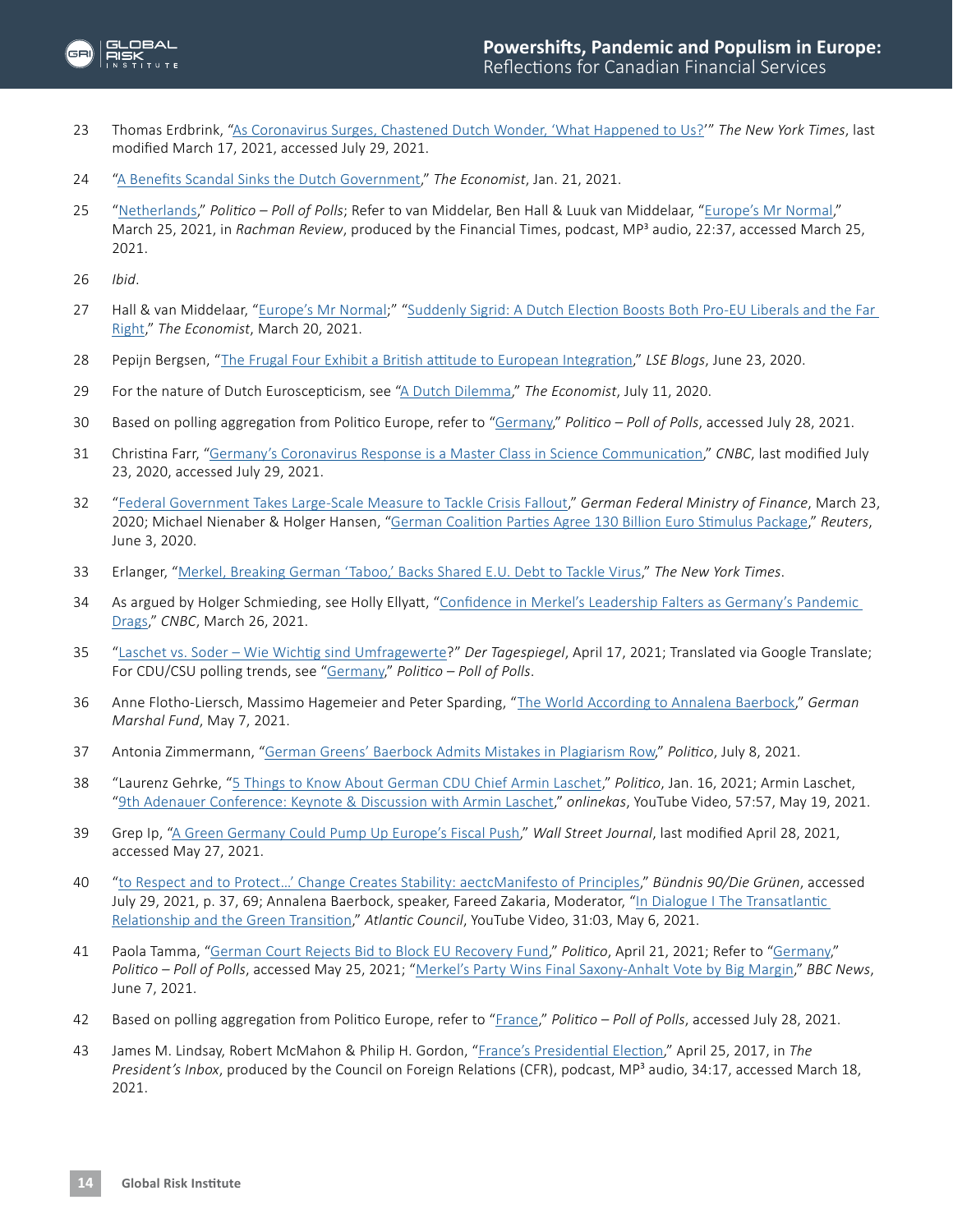23 Thomas Erdbrink, "As Coronavirus Surges, Chastened Dutch Wonder, 'What Happened to Us?'" *The New York Times*, last modified March 17, 2021, accessed July 29, 2021.

24 "A Benefits Scandal Sinks the Dutch Government," *The Economist*, Jan. 21, 2021.

25 "Netherlands," *Politico – Poll of Polls*; Refer to van Middelar, Ben Hall & Luuk van Middelaar, "Europe's Mr Normal," March 25, 2021, in *Rachman Review*, produced by the Financial Times, podcast, MP³ audio, 22:37, accessed March 25, 2021.

26 *Ibid*.

27 Hall & van Middelaar, "Europe's Mr Normal;" "Suddenly Sigrid: A Dutch Election Boosts Both Pro-EU Liberals and the Far Right," *The Economist*, March 20, 2021.

28 Pepijn Bergsen, "The Frugal Four Exhibit a British attitude to European Integration," *LSE Blogs*, June 23, 2020.

29 For the nature of Dutch Euroscepticism, see "A Dutch Dilemma," *The Economist*, July 11, 2020.

30 Based on polling aggregation from Politico Europe, refer to "Germany," *Politico – Poll of Polls*, accessed July 28, 2021.

31 Christina Farr, "Germany's Coronavirus Response is a Master Class in Science Communication," *CNBC*, last modified July 23, 2020, accessed July 29, 2021.

32 "Federal Government Takes Large-Scale Measure to Tackle Crisis Fallout," *German Federal Ministry of Finance*, March 23, 2020; Michael Nienaber & Holger Hansen, "German Coalition Parties Agree 130 Billion Euro Stimulus Package," *Reuters*, June 3, 2020.

33 Erlanger, "Merkel, Breaking German 'Taboo,' Backs Shared E.U. Debt to Tackle Virus," *The New York Times*.

34 As argued by Holger Schmieding, see Holly Ellyatt, "Confidence in Merkel's Leadership Falters as Germany's Pandemic Drags," *CNBC*, March 26, 2021.

35 "Laschet vs. Soder – Wie Wichtig sind Umfragewerte?" *Der Tagespiegel*, April 17, 2021; Translated via Google Translate; For CDU/CSU polling trends, see "Germany," *Politico – Poll of Polls*.

36 Anne Flotho-Liersch, Massimo Hagemeier and Peter Sparding, "The World According to Annalena Baerbock," *German Marshal Fund*, May 7, 2021.

37 Antonia Zimmermann, "German Greens' Baerbock Admits Mistakes in Plagiarism Row," *Politico*, July 8, 2021.

38 "Laurenz Gehrke, "5 Things to Know About German CDU Chief Armin Laschet," *Politico*, Jan. 16, 2021; Armin Laschet, "9th Adenauer Conference: Keynote & Discussion with Armin Laschet," *onlinekas*, YouTube Video, 57:57, May 19, 2021.

39 Grep Ip, "A Green Germany Could Pump Up Europe's Fiscal Push," *Wall Street Journal*, last modified April 28, 2021, accessed May 27, 2021.

40 "to Respect and to Protect...' Change Creates Stability: aectcManifesto of Principles," *Bündnis 90/Die Grünen*, accessed July 29, 2021, p. 37, 69; Annalena Baerbock, speaker, Fareed Zakaria, Moderator, "In Dialogue I The Transatlantic Relationship and the Green Transition," *Atlantic Council*, YouTube Video, 31:03, May 6, 2021.

41 Paola Tamma, "German Court Rejects Bid to Block EU Recovery Fund," *Politico*, April 21, 2021; Refer to "Germany," *Politico – Poll of Polls*, accessed May 25, 2021; "Merkel's Party Wins Final Saxony-Anhalt Vote by Big Margin," *BBC News*, June 7, 2021.

42 Based on polling aggregation from Politico Europe, refer to "France," *Politico – Poll of Polls*, accessed July 28, 2021.

43 James M. Lindsay, Robert McMahon & Philip H. Gordon, "France's Presidential Election," April 25, 2017, in *The President's Inbox*, produced by the Council on Foreign Relations (CFR), podcast, MP³ audio, 34:17, accessed March 18, 2021.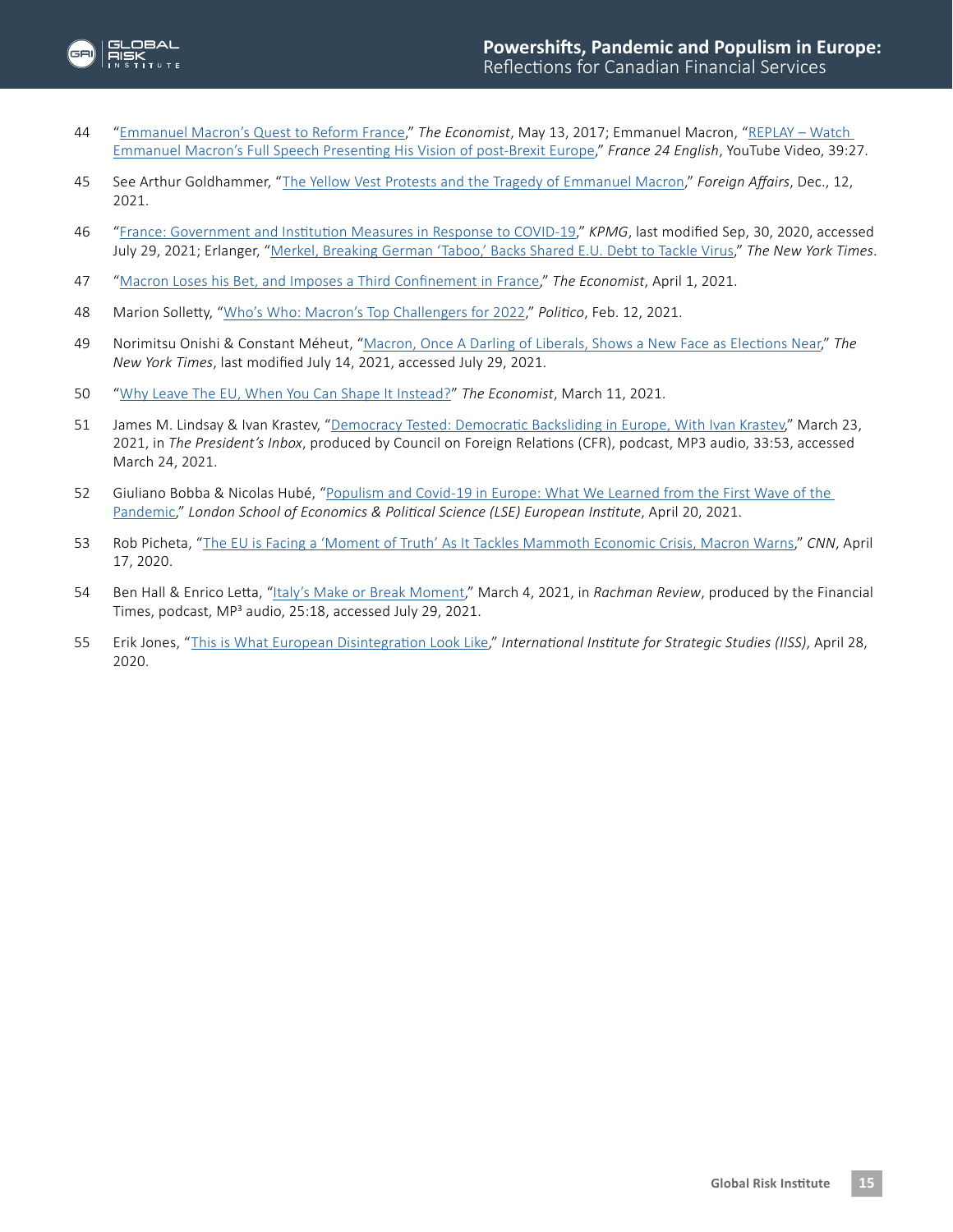44 "Emmanuel Macron's Quest to Reform France," *The Economist*, May 13, 2017; Emmanuel Macron, "REPLAY – Watch Emmanuel Macron's Full Speech Presenting His Vision of post-Brexit Europe," *France 24 English*, YouTube Video, 39:27.

45 See Arthur Goldhammer, "The Yellow Vest Protests and the Tragedy of Emmanuel Macron," *Foreign Affairs*, Dec., 12, 2021.

46 "France: Government and Institution Measures in Response to COVID-19," *KPMG*, last modified Sep, 30, 2020, accessed July 29, 2021; Erlanger, "Merkel, Breaking German 'Taboo,' Backs Shared E.U. Debt to Tackle Virus," *The New York Times*.

47 "Macron Loses his Bet, and Imposes a Third Confinement in France," *The Economist*, April 1, 2021.

48 Marion Solletty, "Who's Who: Macron's Top Challengers for 2022," *Politico*, Feb. 12, 2021.

49 Norimitsu Onishi & Constant Méheut, "Macron, Once A Darling of Liberals, Shows a New Face as Elections Near," *The New York Times*, last modified July 14, 2021, accessed July 29, 2021.

50 "Why Leave The EU, When You Can Shape It Instead?" *The Economist*, March 11, 2021.

51 James M. Lindsay & Ivan Krastev, "Democracy Tested: Democratic Backsliding in Europe, With Ivan Krastev," March 23, 2021, in *The President's Inbox*, produced by Council on Foreign Relations (CFR), podcast, MP3 audio, 33:53, accessed March 24, 2021.

52 Giuliano Bobba & Nicolas Hubé, "Populism and Covid-19 in Europe: What We Learned from the First Wave of the Pandemic," *London School of Economics & Political Science (LSE) European Institute*, April 20, 2021.

53 Rob Picheta, "The EU is Facing a 'Moment of Truth' As It Tackles Mammoth Economic Crisis, Macron Warns," *CNN*, April 17, 2020.

54 Ben Hall & Enrico Letta, "Italy's Make or Break Moment," March 4, 2021, in *Rachman Review*, produced by the Financial Times, podcast, MP³ audio, 25:18, accessed July 29, 2021.

55 Erik Jones, "This is What European Disintegration Look Like," *International Institute for Strategic Studies (IISS)*, April 28, 2020.